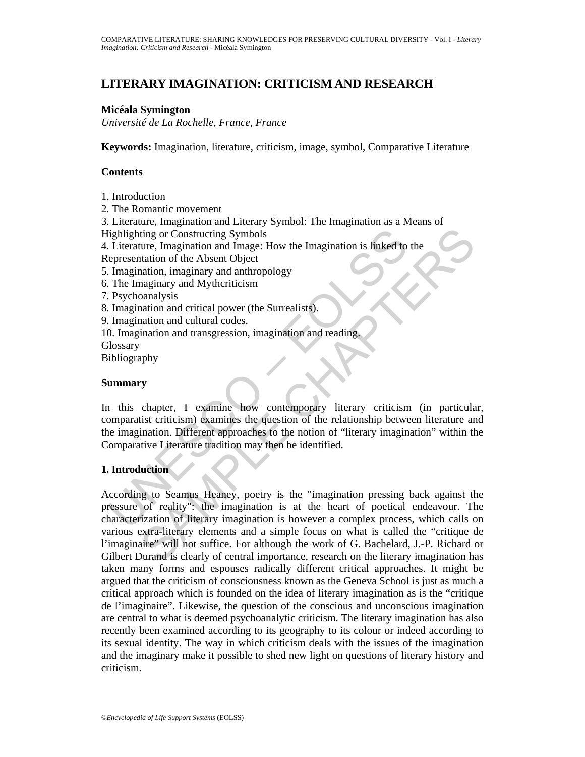# LITERARY IMAGINATION: CRITICISM AND RESEARCH

**Micéala Symington**
*Université de La Rochelle, France, France*

**Keywords:** Imagination, literature, criticism, image, symbol, Comparative Literature

## Contents

1. Introduction
2. The Romantic movement
3. Literature, Imagination and Literary Symbol: The Imagination as a Means of Highlighting or Constructing Symbols
4. Literature, Imagination and Image: How the Imagination is linked to the Representation of the Absent Object
5. Imagination, imaginary and anthropology
6. The Imaginary and Mythcriticism
7. Psychoanalysis
8. Imagination and critical power (the Surrealists).
9. Imagination and cultural codes.
10. Imagination and transgression, imagination and reading.

Glossary
Bibliography

## Summary

In this chapter, I examine how contemporary literary criticism (in particular, comparatist criticism) examines the question of the relationship between literature and the imagination. Different approaches to the notion of "literary imagination" within the Comparative Literature tradition may then be identified.

## 1. Introduction

According to Seamus Heaney, poetry is the "imagination pressing back against the pressure of reality": the imagination is at the heart of poetical endeavour. The characterization of literary imagination is however a complex process, which calls on various extra-literary elements and a simple focus on what is called the "critique de l'imaginaire" will not suffice. For although the work of G. Bachelard, J.-P. Richard or Gilbert Durand is clearly of central importance, research on the literary imagination has taken many forms and espouses radically different critical approaches. It might be argued that the criticism of consciousness known as the Geneva School is just as much a critical approach which is founded on the idea of literary imagination as is the "critique de l'imaginaire". Likewise, the question of the conscious and unconscious imagination are central to what is deemed psychoanalytic criticism. The literary imagination has also recently been examined according to its geography to its colour or indeed according to its sexual identity. The way in which criticism deals with the issues of the imagination and the imaginary make it possible to shed new light on questions of literary history and criticism.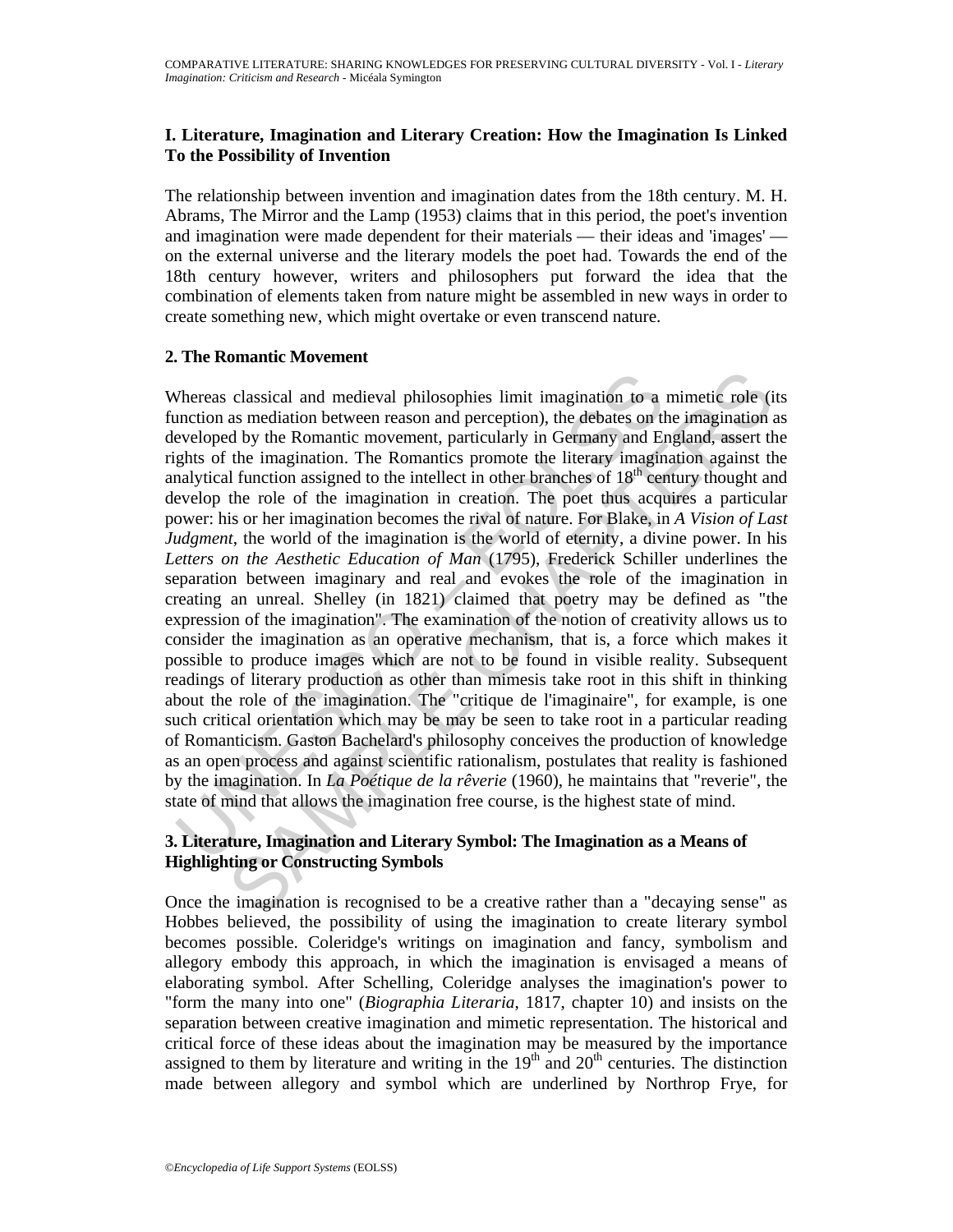## I. Literature, Imagination and Literary Creation: How the Imagination Is Linked To the Possibility of Invention

The relationship between invention and imagination dates from the 18th century. M. H. Abrams, The Mirror and the Lamp (1953) claims that in this period, the poet's invention and imagination were made dependent for their materials — their ideas and 'images' — on the external universe and the literary models the poet had. Towards the end of the 18th century however, writers and philosophers put forward the idea that the combination of elements taken from nature might be assembled in new ways in order to create something new, which might overtake or even transcend nature.

## 2. The Romantic Movement

Whereas classical and medieval philosophies limit imagination to a mimetic role (its function as mediation between reason and perception), the debates on the imagination as developed by the Romantic movement, particularly in Germany and England, assert the rights of the imagination. The Romantics promote the literary imagination against the analytical function assigned to the intellect in other branches of 18th century thought and develop the role of the imagination in creation. The poet thus acquires a particular power: his or her imagination becomes the rival of nature. For Blake, in *A Vision of Last Judgment*, the world of the imagination is the world of eternity, a divine power. In his *Letters on the Aesthetic Education of Man* (1795), Frederick Schiller underlines the separation between imaginary and real and evokes the role of the imagination in creating an unreal. Shelley (in 1821) claimed that poetry may be defined as "the expression of the imagination". The examination of the notion of creativity allows us to consider the imagination as an operative mechanism, that is, a force which makes it possible to produce images which are not to be found in visible reality. Subsequent readings of literary production as other than mimesis take root in this shift in thinking about the role of the imagination. The "critique de l'imaginaire", for example, is one such critical orientation which may be may be seen to take root in a particular reading of Romanticism. Gaston Bachelard's philosophy conceives the production of knowledge as an open process and against scientific rationalism, postulates that reality is fashioned by the imagination. In *La Poétique de la rêverie* (1960), he maintains that "reverie", the state of mind that allows the imagination free course, is the highest state of mind.

## 3. Literature, Imagination and Literary Symbol: The Imagination as a Means of Highlighting or Constructing Symbols

Once the imagination is recognised to be a creative rather than a "decaying sense" as Hobbes believed, the possibility of using the imagination to create literary symbol becomes possible. Coleridge's writings on imagination and fancy, symbolism and allegory embody this approach, in which the imagination is envisaged a means of elaborating symbol. After Schelling, Coleridge analyses the imagination's power to "form the many into one" (*Biographia Literaria*, 1817, chapter 10) and insists on the separation between creative imagination and mimetic representation. The historical and critical force of these ideas about the imagination may be measured by the importance assigned to them by literature and writing in the 19th and 20th centuries. The distinction made between allegory and symbol which are underlined by Northrop Frye, for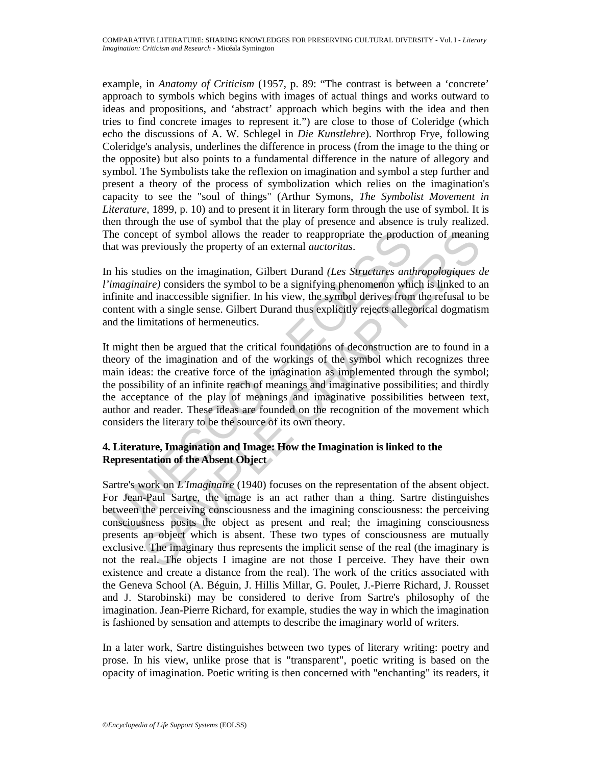example, in *Anatomy of Criticism* (1957, p. 89: "The contrast is between a 'concrete' approach to symbols which begins with images of actual things and works outward to ideas and propositions, and 'abstract' approach which begins with the idea and then tries to find concrete images to represent it.") are close to those of Coleridge (which echo the discussions of A. W. Schlegel in *Die Kunstlehre*). Northrop Frye, following Coleridge's analysis, underlines the difference in process (from the image to the thing or the opposite) but also points to a fundamental difference in the nature of allegory and symbol. The Symbolists take the reflexion on imagination and symbol a step further and present a theory of the process of symbolization which relies on the imagination's capacity to see the "soul of things" (Arthur Symons, *The Symbolist Movement in Literature*, 1899, p. 10) and to present it in literary form through the use of symbol. It is then through the use of symbol that the play of presence and absence is truly realized. The concept of symbol allows the reader to reappropriate the production of meaning that was previously the property of an external *auctoritas*.

In his studies on the imagination, Gilbert Durand *(Les Structures anthropologiques de l'imaginaire)* considers the symbol to be a signifying phenomenon which is linked to an infinite and inaccessible signifier. In his view, the symbol derives from the refusal to be content with a single sense. Gilbert Durand thus explicitly rejects allegorical dogmatism and the limitations of hermeneutics.

It might then be argued that the critical foundations of deconstruction are to found in a theory of the imagination and of the workings of the symbol which recognizes three main ideas: the creative force of the imagination as implemented through the symbol; the possibility of an infinite reach of meanings and imaginative possibilities; and thirdly the acceptance of the play of meanings and imaginative possibilities between text, author and reader. These ideas are founded on the recognition of the movement which considers the literary to be the source of its own theory.

## 4. Literature, Imagination and Image: How the Imagination is linked to the Representation of the Absent Object

Sartre's work on *L'Imaginaire* (1940) focuses on the representation of the absent object. For Jean-Paul Sartre, the image is an act rather than a thing. Sartre distinguishes between the perceiving consciousness and the imagining consciousness: the perceiving consciousness posits the object as present and real; the imagining consciousness presents an object which is absent. These two types of consciousness are mutually exclusive. The imaginary thus represents the implicit sense of the real (the imaginary is not the real. The objects I imagine are not those I perceive. They have their own existence and create a distance from the real). The work of the critics associated with the Geneva School (A. Béguin, J. Hillis Millar, G. Poulet, J.-Pierre Richard, J. Rousset and J. Starobinski) may be considered to derive from Sartre's philosophy of the imagination. Jean-Pierre Richard, for example, studies the way in which the imagination is fashioned by sensation and attempts to describe the imaginary world of writers.

In a later work, Sartre distinguishes between two types of literary writing: poetry and prose. In his view, unlike prose that is "transparent", poetic writing is based on the opacity of imagination. Poetic writing is then concerned with "enchanting" its readers, it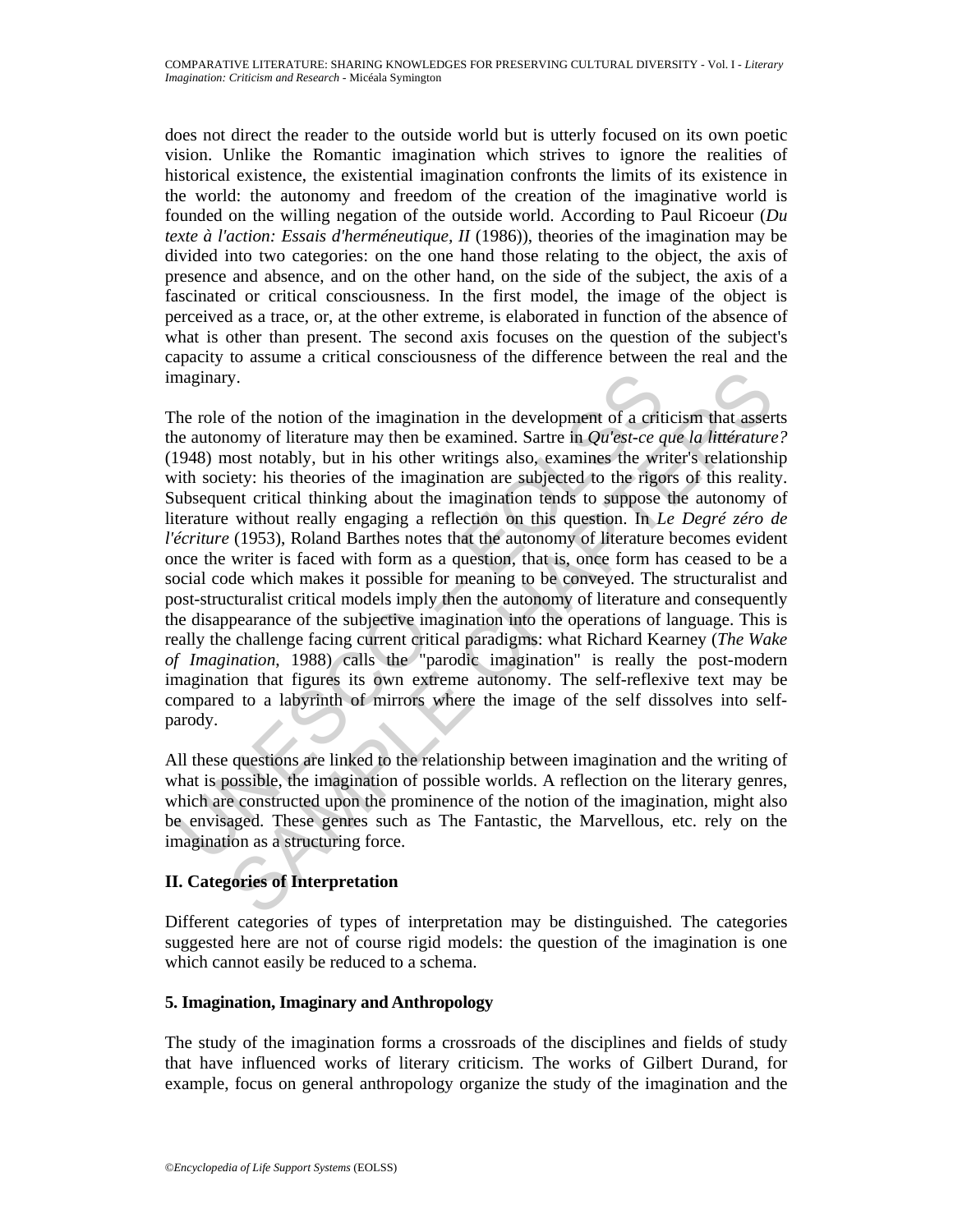does not direct the reader to the outside world but is utterly focused on its own poetic vision. Unlike the Romantic imagination which strives to ignore the realities of historical existence, the existential imagination confronts the limits of its existence in the world: the autonomy and freedom of the creation of the imaginative world is founded on the willing negation of the outside world. According to Paul Ricoeur (*Du texte à l'action: Essais d'herméneutique, II* (1986)), theories of the imagination may be divided into two categories: on the one hand those relating to the object, the axis of presence and absence, and on the other hand, on the side of the subject, the axis of a fascinated or critical consciousness. In the first model, the image of the object is perceived as a trace, or, at the other extreme, is elaborated in function of the absence of what is other than present. The second axis focuses on the question of the subject's capacity to assume a critical consciousness of the difference between the real and the imaginary.

The role of the notion of the imagination in the development of a criticism that asserts the autonomy of literature may then be examined. Sartre in *Qu'est-ce que la littérature?* (1948) most notably, but in his other writings also, examines the writer's relationship with society: his theories of the imagination are subjected to the rigors of this reality. Subsequent critical thinking about the imagination tends to suppose the autonomy of literature without really engaging a reflection on this question. In *Le Degré zéro de l'écriture* (1953), Roland Barthes notes that the autonomy of literature becomes evident once the writer is faced with form as a question, that is, once form has ceased to be a social code which makes it possible for meaning to be conveyed. The structuralist and post-structuralist critical models imply then the autonomy of literature and consequently the disappearance of the subjective imagination into the operations of language. This is really the challenge facing current critical paradigms: what Richard Kearney (*The Wake of Imagination*, 1988) calls the "parodic imagination" is really the post-modern imagination that figures its own extreme autonomy. The self-reflexive text may be compared to a labyrinth of mirrors where the image of the self dissolves into self-parody.

All these questions are linked to the relationship between imagination and the writing of what is possible, the imagination of possible worlds. A reflection on the literary genres, which are constructed upon the prominence of the notion of the imagination, might also be envisaged. These genres such as The Fantastic, the Marvellous, etc. rely on the imagination as a structuring force.

## II. Categories of Interpretation

Different categories of types of interpretation may be distinguished. The categories suggested here are not of course rigid models: the question of the imagination is one which cannot easily be reduced to a schema.

### 5. Imagination, Imaginary and Anthropology

The study of the imagination forms a crossroads of the disciplines and fields of study that have influenced works of literary criticism. The works of Gilbert Durand, for example, focus on general anthropology organize the study of the imagination and the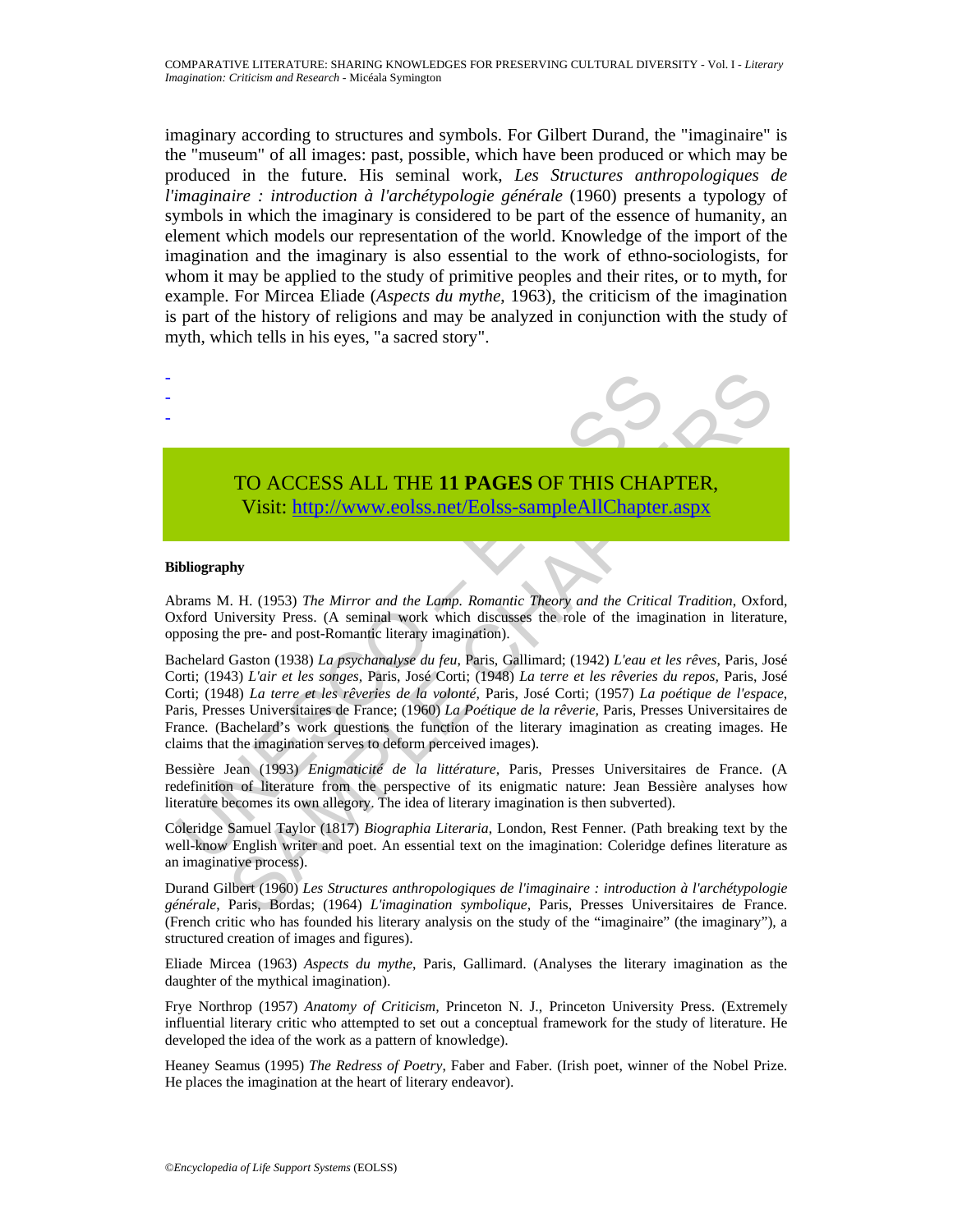imaginary according to structures and symbols. For Gilbert Durand, the "imaginaire" is the "museum" of all images: past, possible, which have been produced or which may be produced in the future. His seminal work, *Les Structures anthropologiques de l'imaginaire : introduction à l'archétypologie générale* (1960) presents a typology of symbols in which the imaginary is considered to be part of the essence of humanity, an element which models our representation of the world. Knowledge of the import of the imagination and the imaginary is also essential to the work of ethno-sociologists, for whom it may be applied to the study of primitive peoples and their rites, or to myth, for example. For Mircea Eliade (*Aspects du mythe*, 1963), the criticism of the imagination is part of the history of religions and may be analyzed in conjunction with the study of myth, which tells in his eyes, "a sacred story".

-
-
-

TO ACCESS ALL THE **11 PAGES** OF THIS CHAPTER,
Visit: http://www.eolss.net/Eolss-sampleAllChapter.aspx

**Bibliography**

Abrams M. H. (1953) *The Mirror and the Lamp. Romantic Theory and the Critical Tradition*, Oxford, Oxford University Press. (A seminal work which discusses the role of the imagination in literature, opposing the pre- and post-Romantic literary imagination).

Bachelard Gaston (1938) *La psychanalyse du feu*, Paris, Gallimard; (1942) *L'eau et les rêves*, Paris, José Corti; (1943) *L'air et les songes*, Paris, José Corti; (1948) *La terre et les rêveries du repos*, Paris, José Corti; (1948) *La terre et les rêveries de la volonté*, Paris, José Corti; (1957) *La poétique de l'espace*, Paris, Presses Universitaires de France; (1960) *La Poétique de la rêverie*, Paris, Presses Universitaires de France. (Bachelard's work questions the function of the literary imagination as creating images. He claims that the imagination serves to deform perceived images).

Bessière Jean (1993) *Enigmaticité de la littérature*, Paris, Presses Universitaires de France. (A redefinition of literature from the perspective of its enigmatic nature: Jean Bessière analyses how literature becomes its own allegory. The idea of literary imagination is then subverted).

Coleridge Samuel Taylor (1817) *Biographia Literaria*, London, Rest Fenner. (Path breaking text by the well-know English writer and poet. An essential text on the imagination: Coleridge defines literature as an imaginative process).

Durand Gilbert (1960) *Les Structures anthropologiques de l'imaginaire : introduction à l'archétypologie générale*, Paris, Bordas; (1964) *L'imagination symbolique*, Paris, Presses Universitaires de France. (French critic who has founded his literary analysis on the study of the "imaginaire" (the imaginary"), a structured creation of images and figures).

Eliade Mircea (1963) *Aspects du mythe*, Paris, Gallimard. (Analyses the literary imagination as the daughter of the mythical imagination).

Frye Northrop (1957) *Anatomy of Criticism*, Princeton N. J., Princeton University Press. (Extremely influential literary critic who attempted to set out a conceptual framework for the study of literature. He developed the idea of the work as a pattern of knowledge).

Heaney Seamus (1995) *The Redress of Poetry*, Faber and Faber. (Irish poet, winner of the Nobel Prize. He places the imagination at the heart of literary endeavor).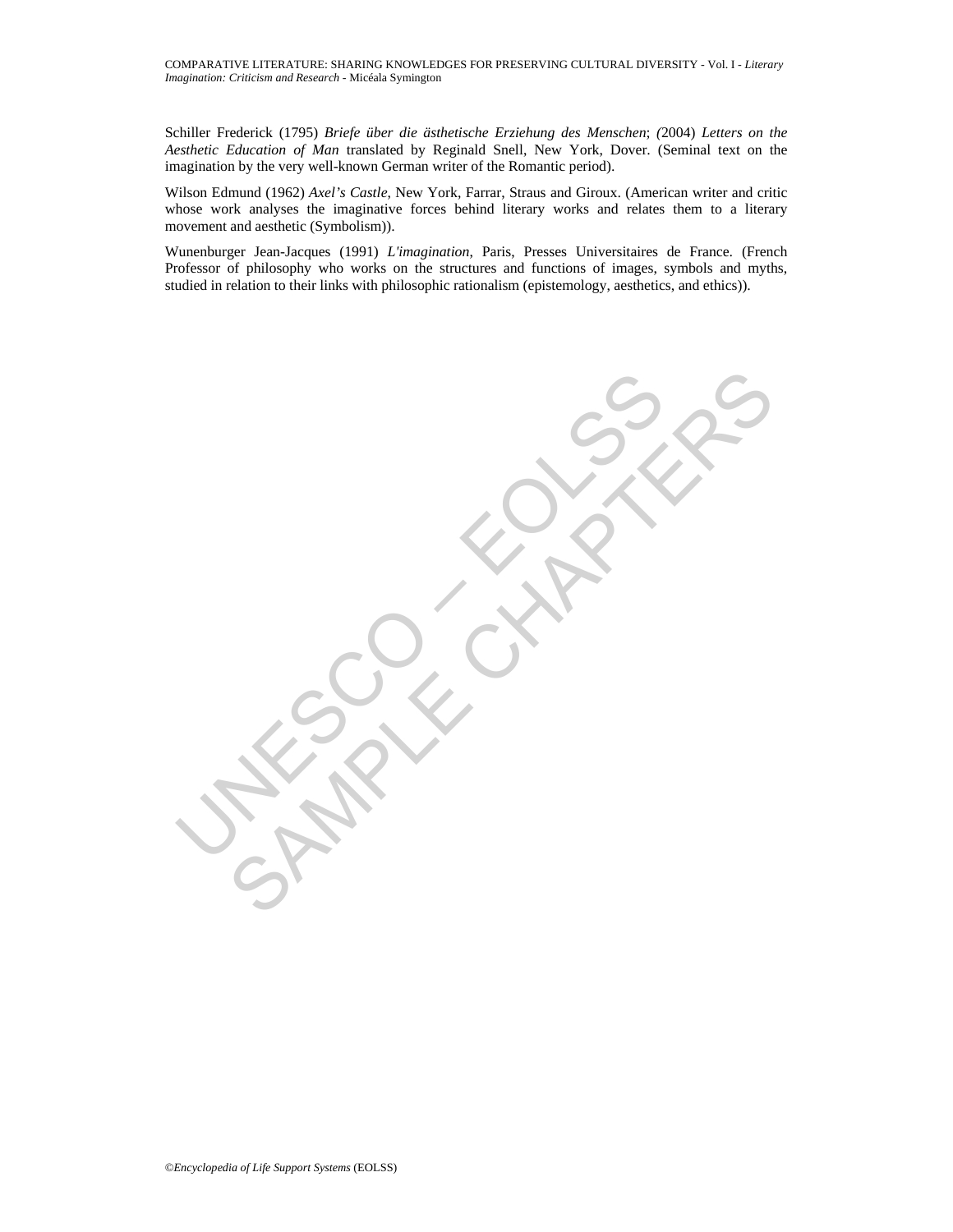Schiller Frederick (1795) *Briefe über die ästhetische Erziehung des Menschen*; (2004) *Letters on the Aesthetic Education of Man* translated by Reginald Snell, New York, Dover. (Seminal text on the imagination by the very well-known German writer of the Romantic period).

Wilson Edmund (1962) *Axel's Castle*, New York, Farrar, Straus and Giroux. (American writer and critic whose work analyses the imaginative forces behind literary works and relates them to a literary movement and aesthetic (Symbolism)).

Wunenburger Jean-Jacques (1991) *L'imagination*, Paris, Presses Universitaires de France. (French Professor of philosophy who works on the structures and functions of images, symbols and myths, studied in relation to their links with philosophic rationalism (epistemology, aesthetics, and ethics)).